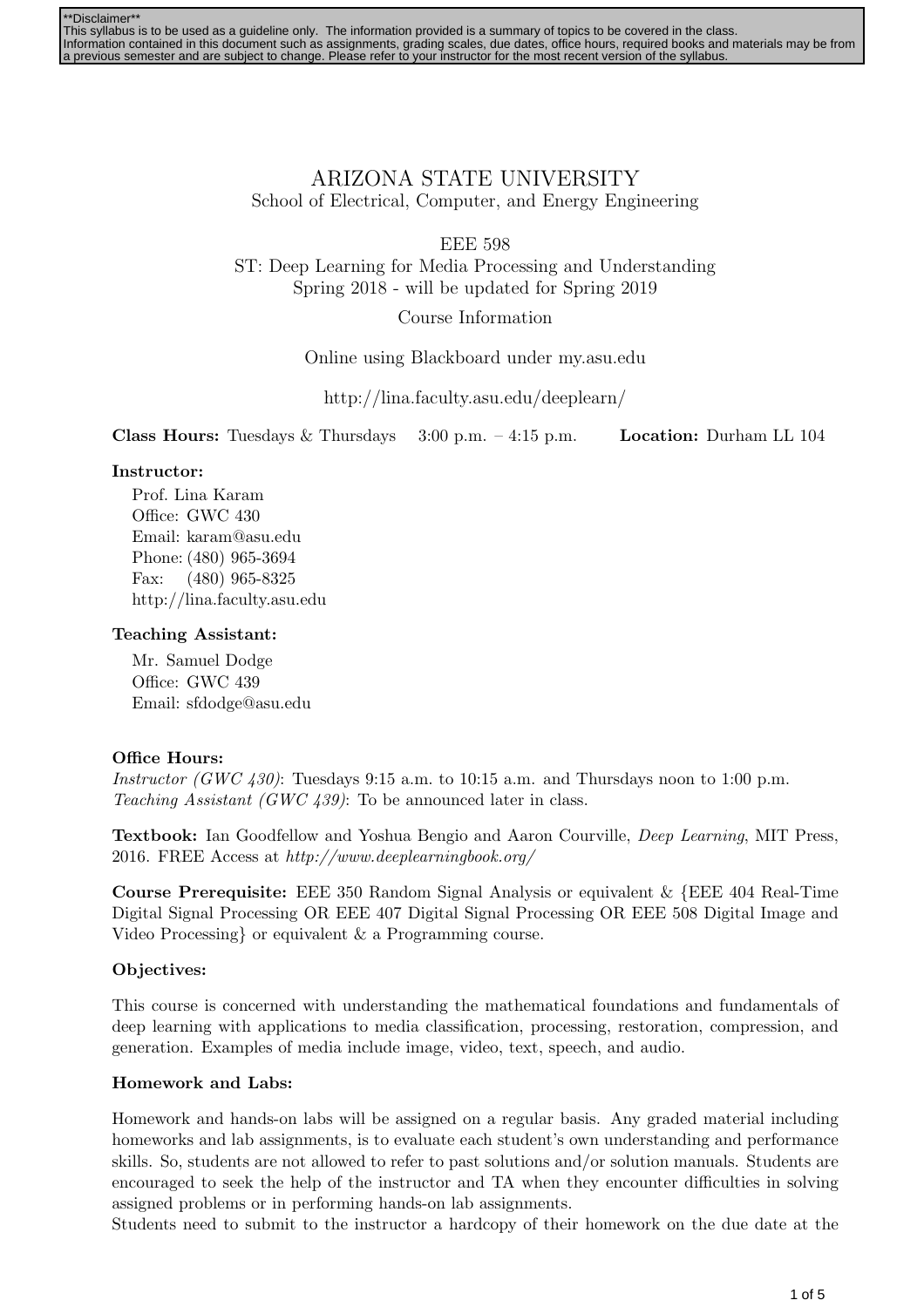**Disclaimer**
This syllabus is to be used as a guideline only. The information provided is a summary of topics to be covered in the class.
Information contained in this document such as assignments, grading scales, due dates, office hours, required books and materials may be from a previous semester and are subject to change. Please refer to your instructor for the most recent version of the syllabus.

# ARIZONA STATE UNIVERSITY

School of Electrical, Computer, and Energy Engineering

EEE 598

ST: Deep Learning for Media Processing and Understanding

Spring 2018 - will be updated for Spring 2019

Course Information

Online using Blackboard under my.asu.edu

http://lina.faculty.asu.edu/deeplearn/

**Class Hours:** Tuesdays & Thursdays 3:00 p.m. – 4:15 p.m. **Location:** Durham LL 104

**Instructor:**

Prof. Lina Karam
Office: GWC 430
Email: karam@asu.edu
Phone: (480) 965-3694
Fax: (480) 965-8325
http://lina.faculty.asu.edu

**Teaching Assistant:**

Mr. Samuel Dodge
Office: GWC 439
Email: sfdodge@asu.edu

**Office Hours:**
*Instructor (GWC 430)*: Tuesdays 9:15 a.m. to 10:15 a.m. and Thursdays noon to 1:00 p.m.
*Teaching Assistant (GWC 439)*: To be announced later in class.

**Textbook:** Ian Goodfellow and Yoshua Bengio and Aaron Courville, *Deep Learning*, MIT Press, 2016. FREE Access at *http://www.deeplearningbook.org/*

**Course Prerequisite:** EEE 350 Random Signal Analysis or equivalent & {EEE 404 Real-Time Digital Signal Processing OR EEE 407 Digital Signal Processing OR EEE 508 Digital Image and Video Processing} or equivalent & a Programming course.

**Objectives:**

This course is concerned with understanding the mathematical foundations and fundamentals of deep learning with applications to media classification, processing, restoration, compression, and generation. Examples of media include image, video, text, speech, and audio.

**Homework and Labs:**

Homework and hands-on labs will be assigned on a regular basis. Any graded material including homeworks and lab assignments, is to evaluate each student's own understanding and performance skills. So, students are not allowed to refer to past solutions and/or solution manuals. Students are encouraged to seek the help of the instructor and TA when they encounter difficulties in solving assigned problems or in performing hands-on lab assignments.
Students need to submit to the instructor a hardcopy of their homework on the due date at the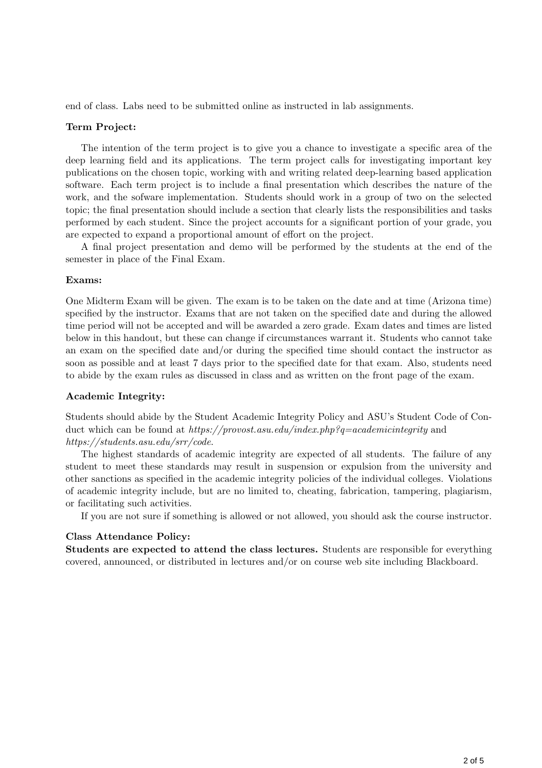end of class. Labs need to be submitted online as instructed in lab assignments.

**Term Project:**

The intention of the term project is to give you a chance to investigate a specific area of the deep learning field and its applications. The term project calls for investigating important key publications on the chosen topic, working with and writing related deep-learning based application software. Each term project is to include a final presentation which describes the nature of the work, and the sofware implementation. Students should work in a group of two on the selected topic; the final presentation should include a section that clearly lists the responsibilities and tasks performed by each student. Since the project accounts for a significant portion of your grade, you are expected to expand a proportional amount of effort on the project.

A final project presentation and demo will be performed by the students at the end of the semester in place of the Final Exam.

**Exams:**

One Midterm Exam will be given. The exam is to be taken on the date and at time (Arizona time) specified by the instructor. Exams that are not taken on the specified date and during the allowed time period will not be accepted and will be awarded a zero grade. Exam dates and times are listed below in this handout, but these can change if circumstances warrant it. Students who cannot take an exam on the specified date and/or during the specified time should contact the instructor as soon as possible and at least 7 days prior to the specified date for that exam. Also, students need to abide by the exam rules as discussed in class and as written on the front page of the exam.

**Academic Integrity:**

Students should abide by the Student Academic Integrity Policy and ASU's Student Code of Conduct which can be found at *https://provost.asu.edu/index.php?q=academicintegrity* and *https://students.asu.edu/srr/code*.

The highest standards of academic integrity are expected of all students. The failure of any student to meet these standards may result in suspension or expulsion from the university and other sanctions as specified in the academic integrity policies of the individual colleges. Violations of academic integrity include, but are no limited to, cheating, fabrication, tampering, plagiarism, or facilitating such activities.

If you are not sure if something is allowed or not allowed, you should ask the course instructor.

**Class Attendance Policy:**

**Students are expected to attend the class lectures.** Students are responsible for everything covered, announced, or distributed in lectures and/or on course web site including Blackboard.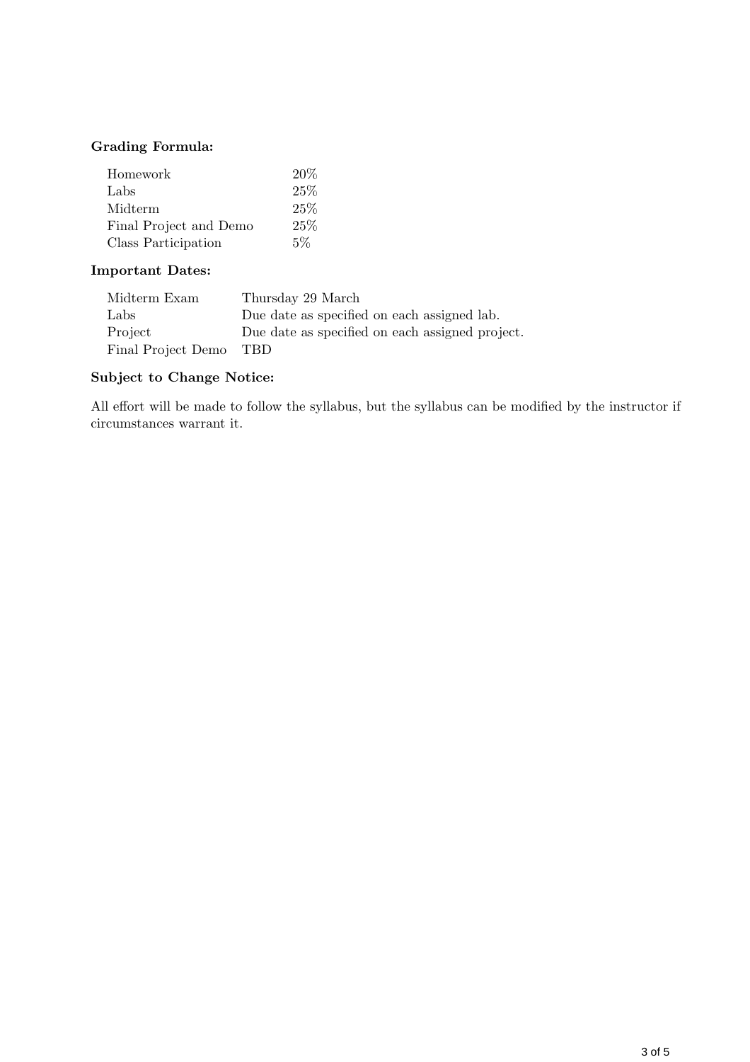**Grading Formula:**

| | |
|---|---|
| Homework | 20% |
| Labs | 25% |
| Midterm | 25% |
| Final Project and Demo | 25% |
| Class Participation | 5% |

**Important Dates:**

| | |
|---|---|
| Midterm Exam | Thursday 29 March |
| Labs | Due date as specified on each assigned lab. |
| Project | Due date as specified on each assigned project. |
| Final Project Demo | TBD |

**Subject to Change Notice:**

All effort will be made to follow the syllabus, but the syllabus can be modified by the instructor if circumstances warrant it.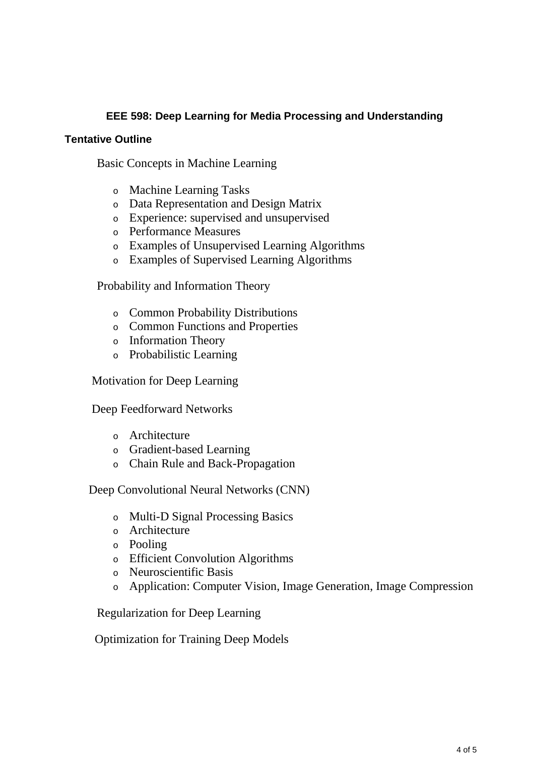**EEE 598: Deep Learning for Media Processing and Understanding**

**Tentative Outline**

Basic Concepts in Machine Learning

- Machine Learning Tasks
- Data Representation and Design Matrix
- Experience: supervised and unsupervised
- Performance Measures
- Examples of Unsupervised Learning Algorithms
- Examples of Supervised Learning Algorithms

Probability and Information Theory

- Common Probability Distributions
- Common Functions and Properties
- Information Theory
- Probabilistic Learning

Motivation for Deep Learning

Deep Feedforward Networks

- Architecture
- Gradient-based Learning
- Chain Rule and Back-Propagation

Deep Convolutional Neural Networks (CNN)

- Multi-D Signal Processing Basics
- Architecture
- Pooling
- Efficient Convolution Algorithms
- Neuroscientific Basis
- Application: Computer Vision, Image Generation, Image Compression

Regularization for Deep Learning

Optimization for Training Deep Models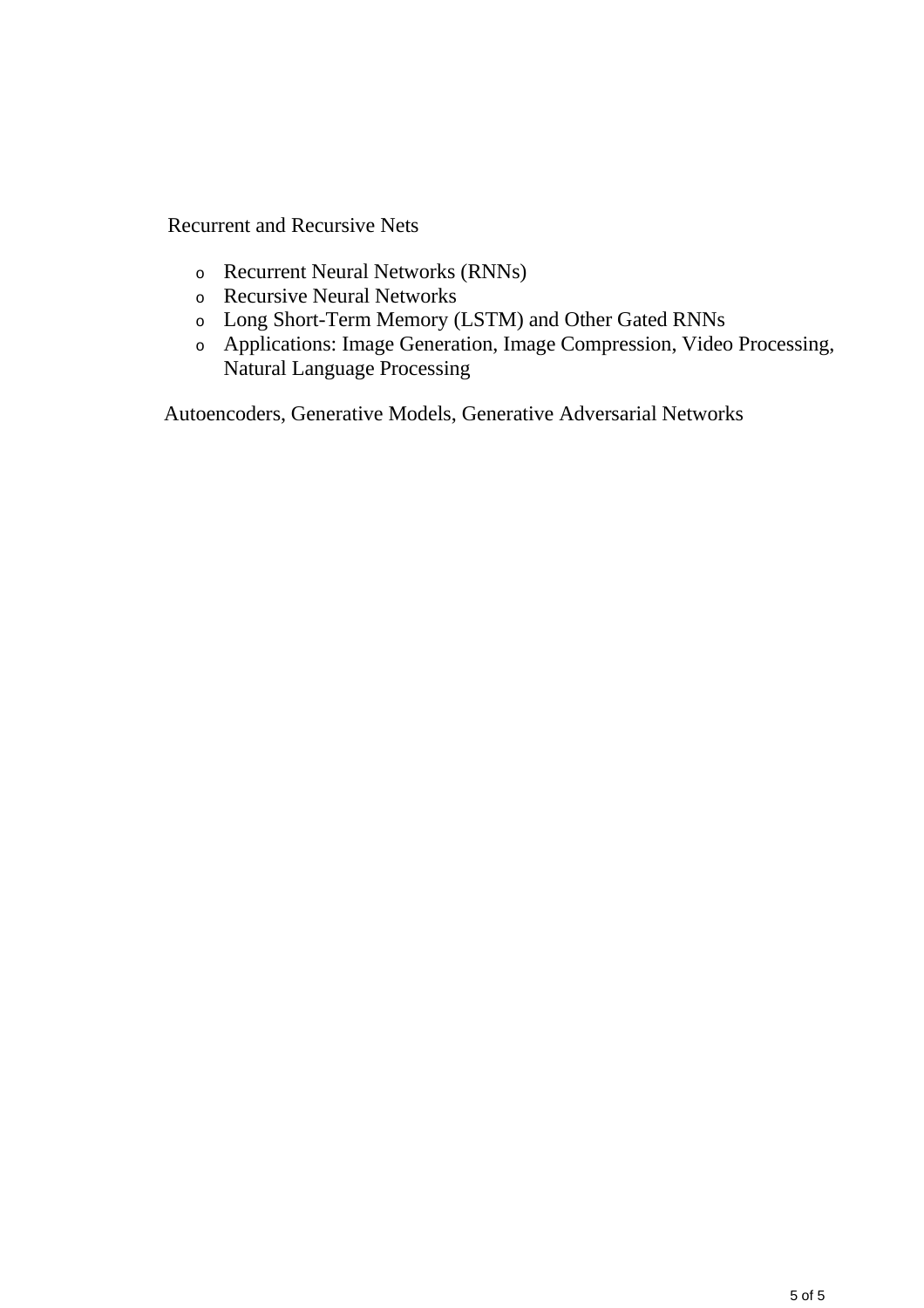Recurrent and Recursive Nets

- Recurrent Neural Networks (RNNs)
- Recursive Neural Networks
- Long Short-Term Memory (LSTM) and Other Gated RNNs
- Applications: Image Generation, Image Compression, Video Processing, Natural Language Processing

Autoencoders, Generative Models, Generative Adversarial Networks